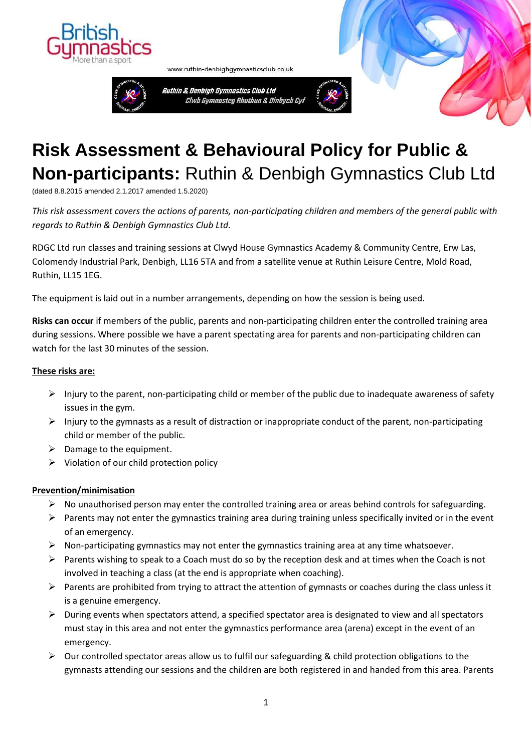www.ruthin-denbighgymnasticsclub.co.uk

Ruthin & Denbigh Gymnastics Club Ltd
Clwb Gymnasteg Rhuthun & Dinbych Cyf

# Risk Assessment & Behavioural Policy for Public & Non-participants: Ruthin & Denbigh Gymnastics Club Ltd

(dated 8.8.2015 amended 2.1.2017 amended 1.5.2020)

*This risk assessment covers the actions of parents, non-participating children and members of the general public with regards to Ruthin & Denbigh Gymnastics Club Ltd.*

RDGC Ltd run classes and training sessions at Clwyd House Gymnastics Academy & Community Centre, Erw Las, Colomendy Industrial Park, Denbigh, LL16 5TA and from a satellite venue at Ruthin Leisure Centre, Mold Road, Ruthin, LL15 1EG.

The equipment is laid out in a number arrangements, depending on how the session is being used.

**Risks can occur** if members of the public, parents and non-participating children enter the controlled training area during sessions. Where possible we have a parent spectating area for parents and non-participating children can watch for the last 30 minutes of the session.

**These risks are:**

- Injury to the parent, non-participating child or member of the public due to inadequate awareness of safety issues in the gym.
- Injury to the gymnasts as a result of distraction or inappropriate conduct of the parent, non-participating child or member of the public.
- Damage to the equipment.
- Violation of our child protection policy

**Prevention/minimisation**

- No unauthorised person may enter the controlled training area or areas behind controls for safeguarding.
- Parents may not enter the gymnastics training area during training unless specifically invited or in the event of an emergency.
- Non-participating gymnastics may not enter the gymnastics training area at any time whatsoever.
- Parents wishing to speak to a Coach must do so by the reception desk and at times when the Coach is not involved in teaching a class (at the end is appropriate when coaching).
- Parents are prohibited from trying to attract the attention of gymnasts or coaches during the class unless it is a genuine emergency.
- During events when spectators attend, a specified spectator area is designated to view and all spectators must stay in this area and not enter the gymnastics performance area (arena) except in the event of an emergency.
- Our controlled spectator areas allow us to fulfil our safeguarding & child protection obligations to the gymnasts attending our sessions and the children are both registered in and handed from this area. Parents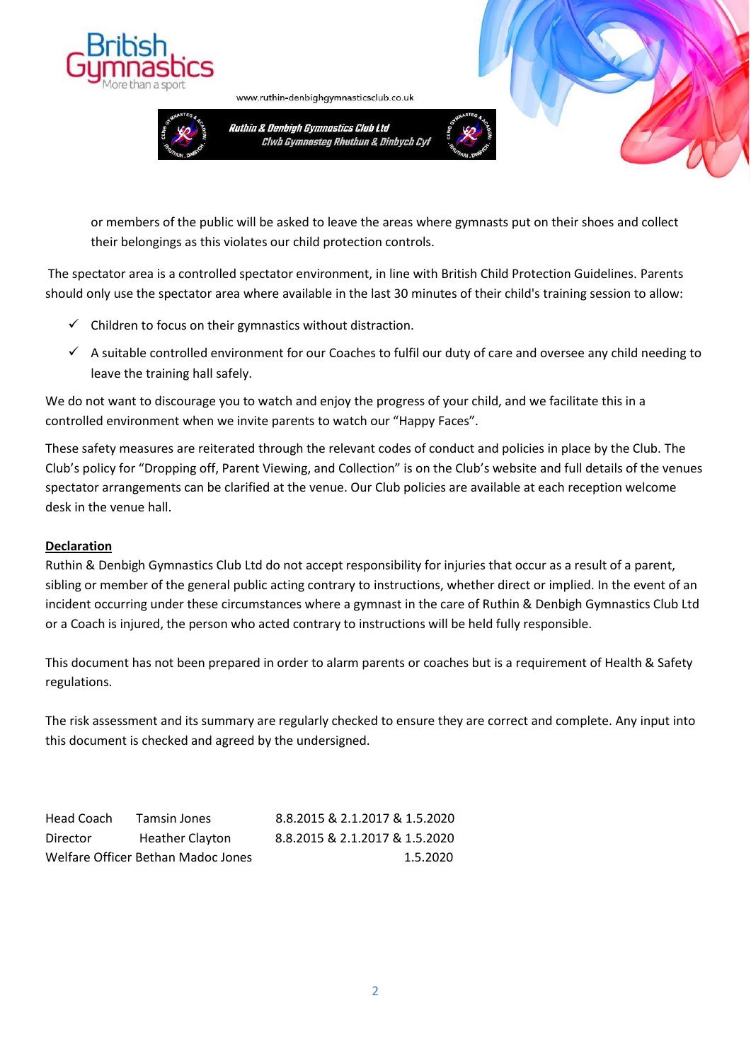or members of the public will be asked to leave the areas where gymnasts put on their shoes and collect their belongings as this violates our child protection controls.

The spectator area is a controlled spectator environment, in line with British Child Protection Guidelines. Parents should only use the spectator area where available in the last 30 minutes of their child's training session to allow:

- ✓ Children to focus on their gymnastics without distraction.
- ✓ A suitable controlled environment for our Coaches to fulfil our duty of care and oversee any child needing to leave the training hall safely.

We do not want to discourage you to watch and enjoy the progress of your child, and we facilitate this in a controlled environment when we invite parents to watch our "Happy Faces".

These safety measures are reiterated through the relevant codes of conduct and policies in place by the Club. The Club's policy for "Dropping off, Parent Viewing, and Collection" is on the Club's website and full details of the venues spectator arrangements can be clarified at the venue. Our Club policies are available at each reception welcome desk in the venue hall.

**Declaration**

Ruthin & Denbigh Gymnastics Club Ltd do not accept responsibility for injuries that occur as a result of a parent, sibling or member of the general public acting contrary to instructions, whether direct or implied. In the event of an incident occurring under these circumstances where a gymnast in the care of Ruthin & Denbigh Gymnastics Club Ltd or a Coach is injured, the person who acted contrary to instructions will be held fully responsible.

This document has not been prepared in order to alarm parents or coaches but is a requirement of Health & Safety regulations.

The risk assessment and its summary are regularly checked to ensure they are correct and complete. Any input into this document is checked and agreed by the undersigned.

| | | |
|---|---|---|
| Head Coach | Tamsin Jones | 8.8.2015 & 2.1.2017 & 1.5.2020 |
| Director | Heather Clayton | 8.8.2015 & 2.1.2017 & 1.5.2020 |
| Welfare Officer | Bethan Madoc Jones | 1.5.2020 |